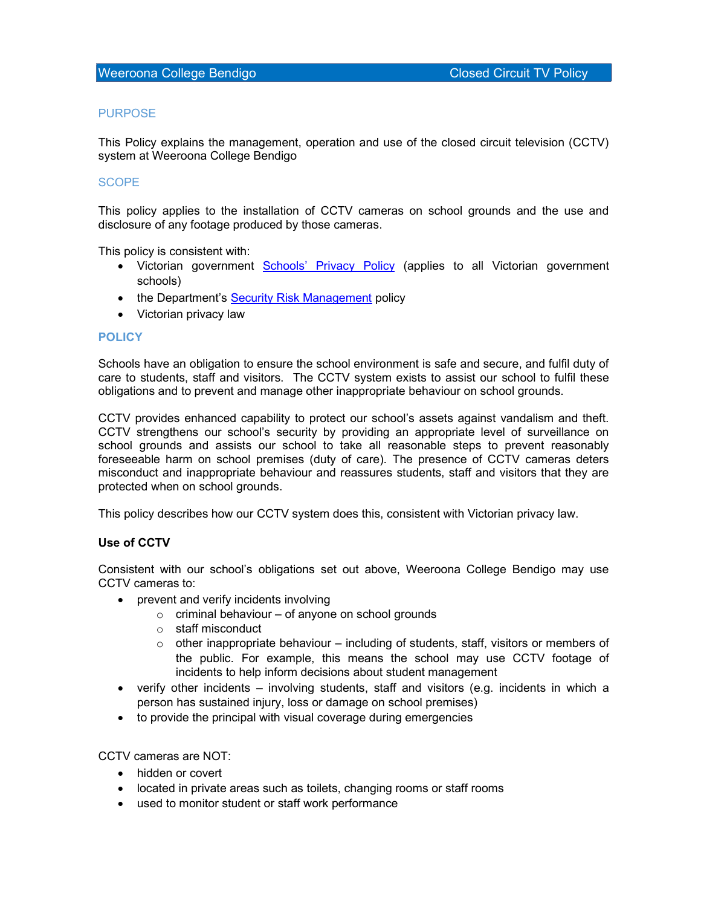Weeroona College Bendigo Closed Circuit TV Policy

## PURPOSE

This Policy explains the management, operation and use of the closed circuit television (CCTV) system at Weeroona College Bendigo

## SCOPE

This policy applies to the installation of CCTV cameras on school grounds and the use and disclosure of any footage produced by those cameras.

This policy is consistent with:

- Victorian government Schools' Privacy Policy (applies to all Victorian government schools)
- the Department's Security Risk Management policy
- Victorian privacy law

## POLICY

Schools have an obligation to ensure the school environment is safe and secure, and fulfil duty of care to students, staff and visitors. The CCTV system exists to assist our school to fulfil these obligations and to prevent and manage other inappropriate behaviour on school grounds.

CCTV provides enhanced capability to protect our school's assets against vandalism and theft. CCTV strengthens our school's security by providing an appropriate level of surveillance on school grounds and assists our school to take all reasonable steps to prevent reasonably foreseeable harm on school premises (duty of care). The presence of CCTV cameras deters misconduct and inappropriate behaviour and reassures students, staff and visitors that they are protected when on school grounds.

This policy describes how our CCTV system does this, consistent with Victorian privacy law.

### Use of CCTV

Consistent with our school's obligations set out above, Weeroona College Bendigo may use CCTV cameras to:

- prevent and verify incidents involving
  - criminal behaviour – of anyone on school grounds
  - staff misconduct
  - other inappropriate behaviour – including of students, staff, visitors or members of the public. For example, this means the school may use CCTV footage of incidents to help inform decisions about student management
- verify other incidents – involving students, staff and visitors (e.g. incidents in which a person has sustained injury, loss or damage on school premises)
- to provide the principal with visual coverage during emergencies

CCTV cameras are NOT:

- hidden or covert
- located in private areas such as toilets, changing rooms or staff rooms
- used to monitor student or staff work performance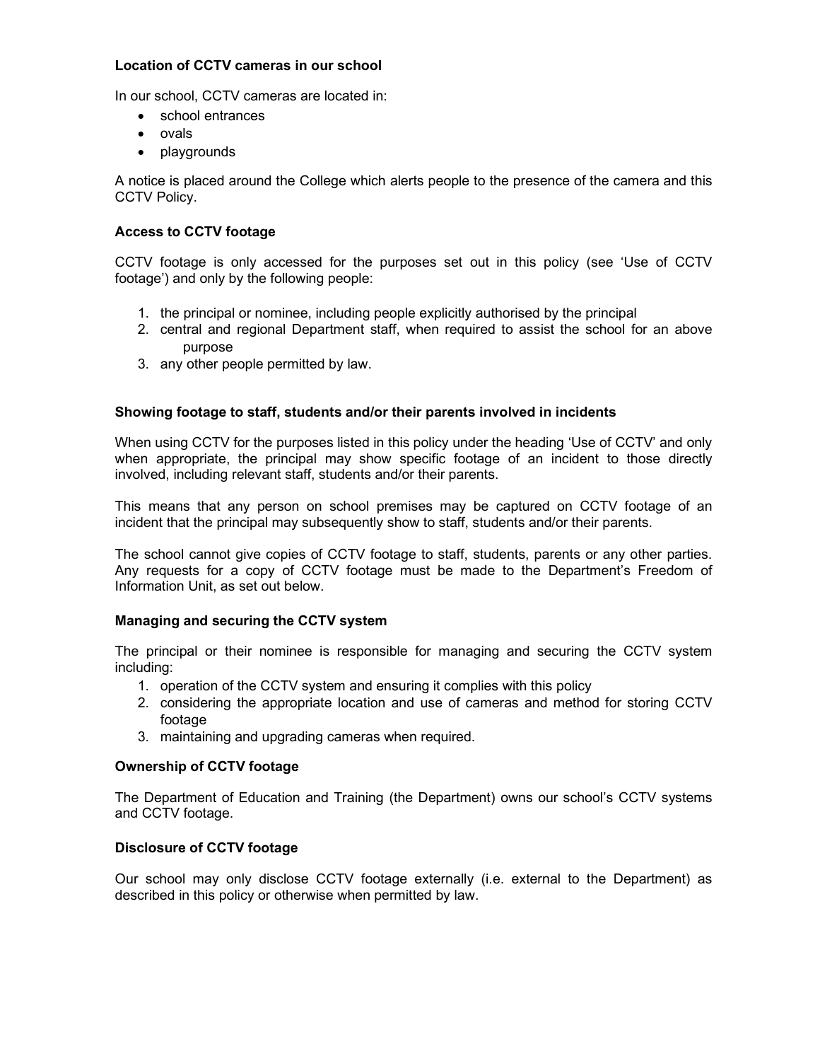**Location of CCTV cameras in our school**

In our school, CCTV cameras are located in:

- school entrances
- ovals
- playgrounds

A notice is placed around the College which alerts people to the presence of the camera and this CCTV Policy.

**Access to CCTV footage**

CCTV footage is only accessed for the purposes set out in this policy (see 'Use of CCTV footage') and only by the following people:

1. the principal or nominee, including people explicitly authorised by the principal
2. central and regional Department staff, when required to assist the school for an above purpose
3. any other people permitted by law.

**Showing footage to staff, students and/or their parents involved in incidents**

When using CCTV for the purposes listed in this policy under the heading 'Use of CCTV' and only when appropriate, the principal may show specific footage of an incident to those directly involved, including relevant staff, students and/or their parents.

This means that any person on school premises may be captured on CCTV footage of an incident that the principal may subsequently show to staff, students and/or their parents.

The school cannot give copies of CCTV footage to staff, students, parents or any other parties. Any requests for a copy of CCTV footage must be made to the Department's Freedom of Information Unit, as set out below.

**Managing and securing the CCTV system**

The principal or their nominee is responsible for managing and securing the CCTV system including:

1. operation of the CCTV system and ensuring it complies with this policy
2. considering the appropriate location and use of cameras and method for storing CCTV footage
3. maintaining and upgrading cameras when required.

**Ownership of CCTV footage**

The Department of Education and Training (the Department) owns our school's CCTV systems and CCTV footage.

**Disclosure of CCTV footage**

Our school may only disclose CCTV footage externally (i.e. external to the Department) as described in this policy or otherwise when permitted by law.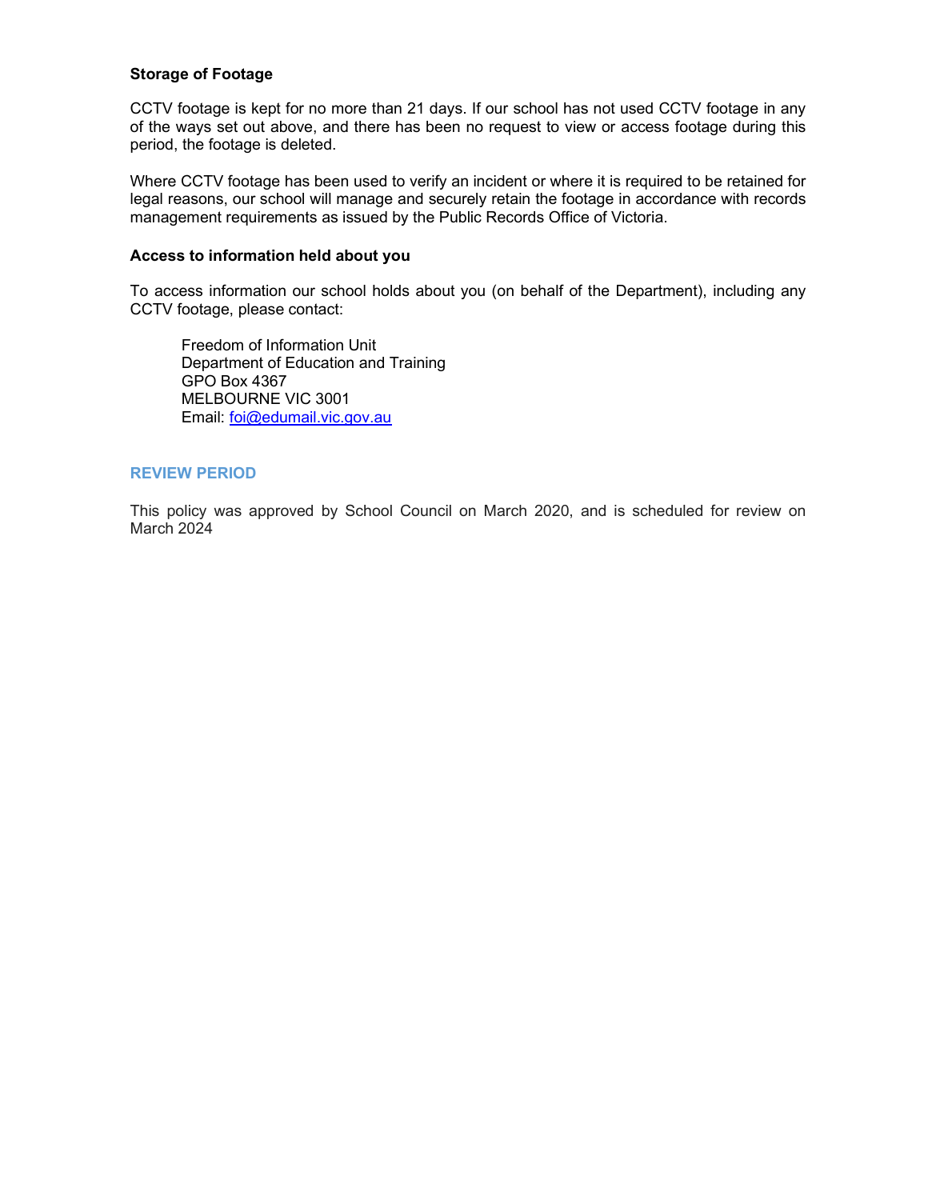**Storage of Footage**

CCTV footage is kept for no more than 21 days. If our school has not used CCTV footage in any of the ways set out above, and there has been no request to view or access footage during this period, the footage is deleted.

Where CCTV footage has been used to verify an incident or where it is required to be retained for legal reasons, our school will manage and securely retain the footage in accordance with records management requirements as issued by the Public Records Office of Victoria.

**Access to information held about you**

To access information our school holds about you (on behalf of the Department), including any CCTV footage, please contact:

> Freedom of Information Unit
> Department of Education and Training
> GPO Box 4367
> MELBOURNE VIC 3001
> Email: foi@edumail.vic.gov.au

## REVIEW PERIOD

This policy was approved by School Council on March 2020, and is scheduled for review on March 2024